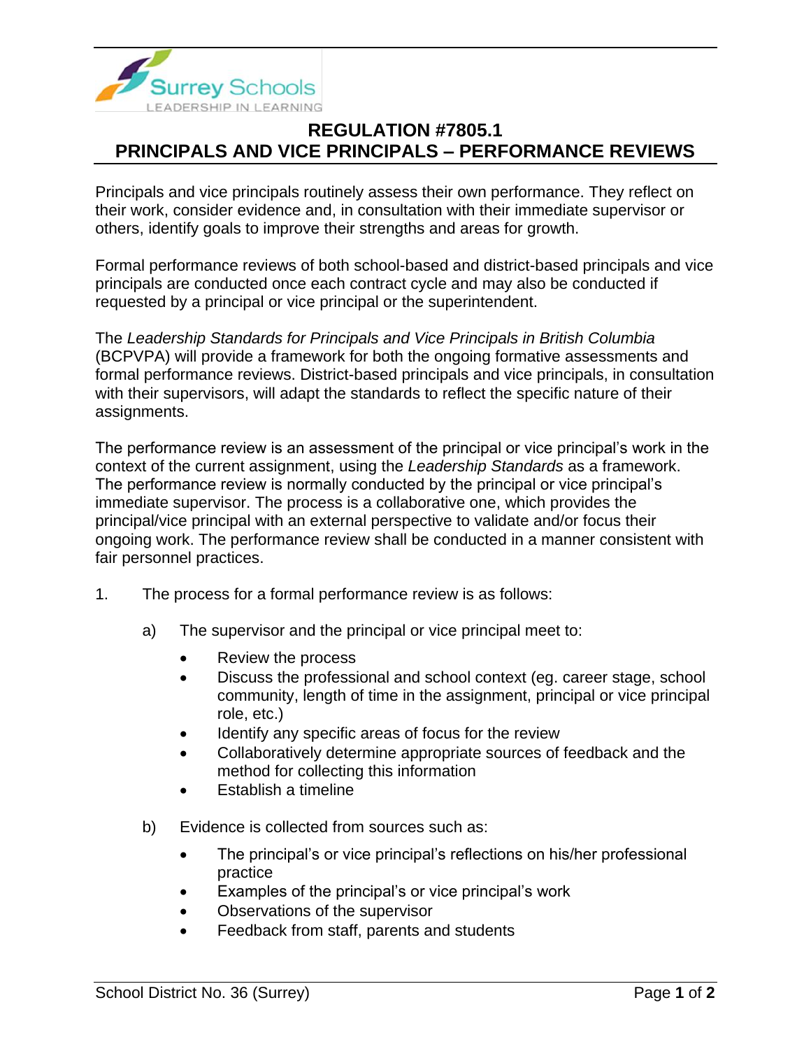# REGULATION #7805.1
# PRINCIPALS AND VICE PRINCIPALS – PERFORMANCE REVIEWS

Principals and vice principals routinely assess their own performance. They reflect on their work, consider evidence and, in consultation with their immediate supervisor or others, identify goals to improve their strengths and areas for growth.

Formal performance reviews of both school-based and district-based principals and vice principals are conducted once each contract cycle and may also be conducted if requested by a principal or vice principal or the superintendent.

The *Leadership Standards for Principals and Vice Principals in British Columbia* (BCPVPA) will provide a framework for both the ongoing formative assessments and formal performance reviews. District-based principals and vice principals, in consultation with their supervisors, will adapt the standards to reflect the specific nature of their assignments.

The performance review is an assessment of the principal or vice principal's work in the context of the current assignment, using the *Leadership Standards* as a framework. The performance review is normally conducted by the principal or vice principal's immediate supervisor. The process is a collaborative one, which provides the principal/vice principal with an external perspective to validate and/or focus their ongoing work. The performance review shall be conducted in a manner consistent with fair personnel practices.

1. The process for a formal performance review is as follows:

   a) The supervisor and the principal or vice principal meet to:

      - Review the process
      - Discuss the professional and school context (eg. career stage, school community, length of time in the assignment, principal or vice principal role, etc.)
      - Identify any specific areas of focus for the review
      - Collaboratively determine appropriate sources of feedback and the method for collecting this information
      - Establish a timeline

   b) Evidence is collected from sources such as:

      - The principal's or vice principal's reflections on his/her professional practice
      - Examples of the principal's or vice principal's work
      - Observations of the supervisor
      - Feedback from staff, parents and students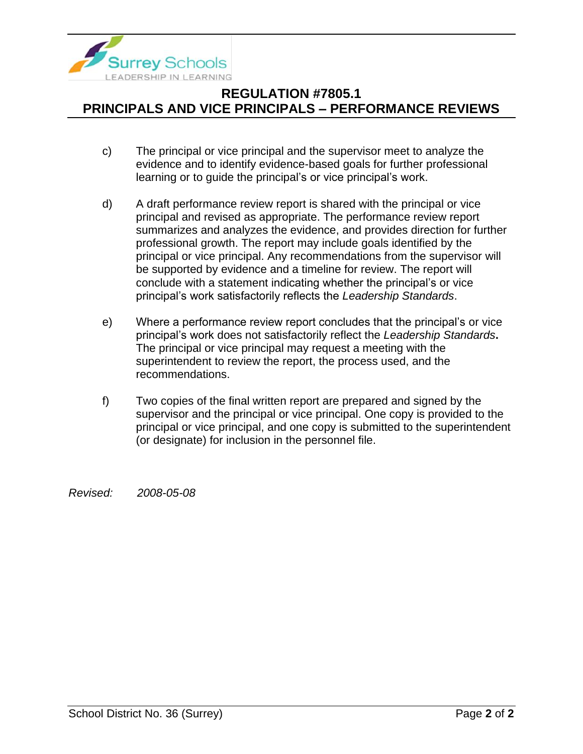# REGULATION #7805.1
# PRINCIPALS AND VICE PRINCIPALS – PERFORMANCE REVIEWS

c) The principal or vice principal and the supervisor meet to analyze the evidence and to identify evidence-based goals for further professional learning or to guide the principal's or vice principal's work.

d) A draft performance review report is shared with the principal or vice principal and revised as appropriate. The performance review report summarizes and analyzes the evidence, and provides direction for further professional growth. The report may include goals identified by the principal or vice principal. Any recommendations from the supervisor will be supported by evidence and a timeline for review. The report will conclude with a statement indicating whether the principal's or vice principal's work satisfactorily reflects the *Leadership Standards*.

e) Where a performance review report concludes that the principal's or vice principal's work does not satisfactorily reflect the *Leadership Standards***.** The principal or vice principal may request a meeting with the superintendent to review the report, the process used, and the recommendations.

f) Two copies of the final written report are prepared and signed by the supervisor and the principal or vice principal. One copy is provided to the principal or vice principal, and one copy is submitted to the superintendent (or designate) for inclusion in the personnel file.

*Revised: 2008-05-08*